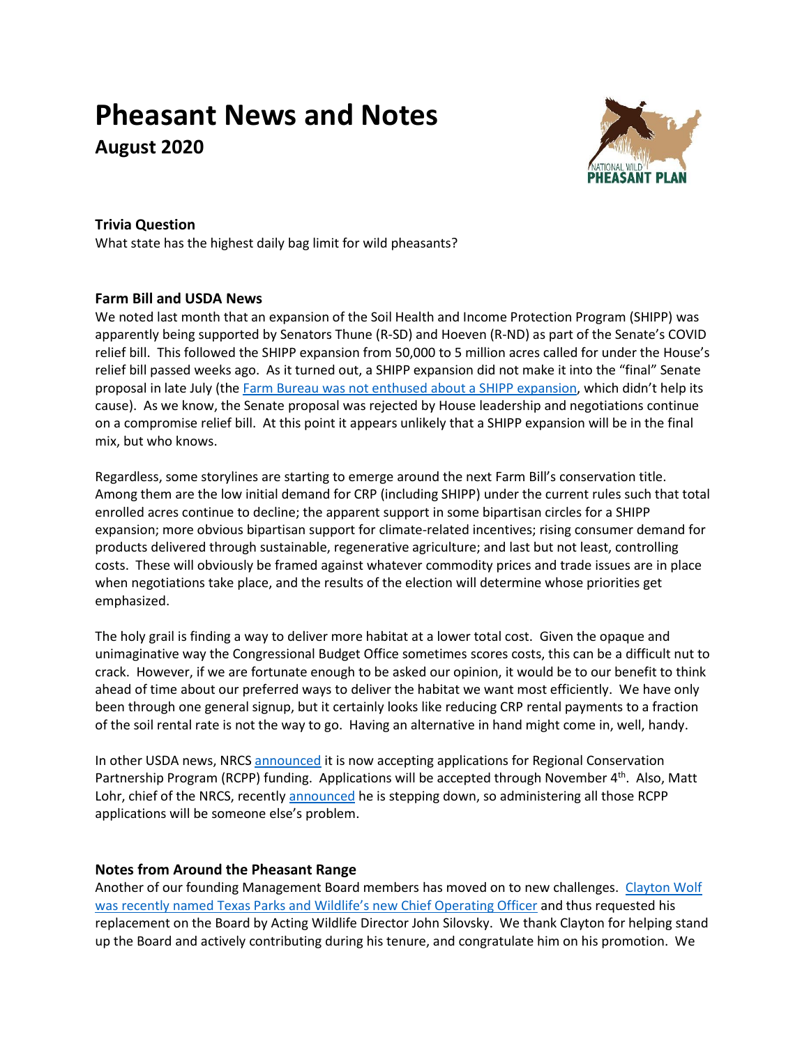# Pheasant News and Notes

## August 2020

### Trivia Question

What state has the highest daily bag limit for wild pheasants?

### Farm Bill and USDA News

We noted last month that an expansion of the Soil Health and Income Protection Program (SHIPP) was apparently being supported by Senators Thune (R-SD) and Hoeven (R-ND) as part of the Senate's COVID relief bill. This followed the SHIPP expansion from 50,000 to 5 million acres called for under the House's relief bill passed weeks ago. As it turned out, a SHIPP expansion did not make it into the "final" Senate proposal in late July (the Farm Bureau was not enthused about a SHIPP expansion, which didn't help its cause). As we know, the Senate proposal was rejected by House leadership and negotiations continue on a compromise relief bill. At this point it appears unlikely that a SHIPP expansion will be in the final mix, but who knows.

Regardless, some storylines are starting to emerge around the next Farm Bill's conservation title. Among them are the low initial demand for CRP (including SHIPP) under the current rules such that total enrolled acres continue to decline; the apparent support in some bipartisan circles for a SHIPP expansion; more obvious bipartisan support for climate-related incentives; rising consumer demand for products delivered through sustainable, regenerative agriculture; and last but not least, controlling costs. These will obviously be framed against whatever commodity prices and trade issues are in place when negotiations take place, and the results of the election will determine whose priorities get emphasized.

The holy grail is finding a way to deliver more habitat at a lower total cost. Given the opaque and unimaginative way the Congressional Budget Office sometimes scores costs, this can be a difficult nut to crack. However, if we are fortunate enough to be asked our opinion, it would be to our benefit to think ahead of time about our preferred ways to deliver the habitat we want most efficiently. We have only been through one general signup, but it certainly looks like reducing CRP rental payments to a fraction of the soil rental rate is not the way to go. Having an alternative in hand might come in, well, handy.

In other USDA news, NRCS announced it is now accepting applications for Regional Conservation Partnership Program (RCPP) funding. Applications will be accepted through November 4th. Also, Matt Lohr, chief of the NRCS, recently announced he is stepping down, so administering all those RCPP applications will be someone else's problem.

### Notes from Around the Pheasant Range

Another of our founding Management Board members has moved on to new challenges. Clayton Wolf was recently named Texas Parks and Wildlife's new Chief Operating Officer and thus requested his replacement on the Board by Acting Wildlife Director John Silovsky. We thank Clayton for helping stand up the Board and actively contributing during his tenure, and congratulate him on his promotion. We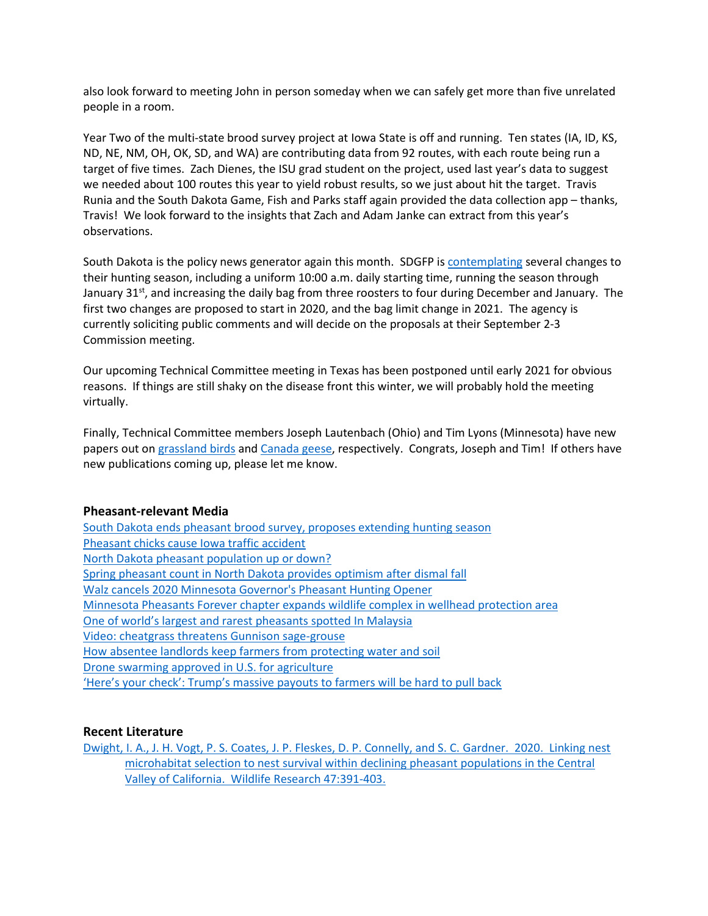also look forward to meeting John in person someday when we can safely get more than five unrelated people in a room.

Year Two of the multi-state brood survey project at Iowa State is off and running. Ten states (IA, ID, KS, ND, NE, NM, OH, OK, SD, and WA) are contributing data from 92 routes, with each route being run a target of five times. Zach Dienes, the ISU grad student on the project, used last year's data to suggest we needed about 100 routes this year to yield robust results, so we just about hit the target. Travis Runia and the South Dakota Game, Fish and Parks staff again provided the data collection app – thanks, Travis! We look forward to the insights that Zach and Adam Janke can extract from this year's observations.

South Dakota is the policy news generator again this month. SDGFP is contemplating several changes to their hunting season, including a uniform 10:00 a.m. daily starting time, running the season through January 31st, and increasing the daily bag from three roosters to four during December and January. The first two changes are proposed to start in 2020, and the bag limit change in 2021. The agency is currently soliciting public comments and will decide on the proposals at their September 2-3 Commission meeting.

Our upcoming Technical Committee meeting in Texas has been postponed until early 2021 for obvious reasons. If things are still shaky on the disease front this winter, we will probably hold the meeting virtually.

Finally, Technical Committee members Joseph Lautenbach (Ohio) and Tim Lyons (Minnesota) have new papers out on grassland birds and Canada geese, respectively. Congrats, Joseph and Tim! If others have new publications coming up, please let me know.

### Pheasant-relevant Media

South Dakota ends pheasant brood survey, proposes extending hunting season
Pheasant chicks cause Iowa traffic accident
North Dakota pheasant population up or down?
Spring pheasant count in North Dakota provides optimism after dismal fall
Walz cancels 2020 Minnesota Governor's Pheasant Hunting Opener
Minnesota Pheasants Forever chapter expands wildlife complex in wellhead protection area
One of world's largest and rarest pheasants spotted In Malaysia
Video: cheatgrass threatens Gunnison sage-grouse
How absentee landlords keep farmers from protecting water and soil
Drone swarming approved in U.S. for agriculture
'Here's your check': Trump's massive payouts to farmers will be hard to pull back

### Recent Literature

Dwight, I. A., J. H. Vogt, P. S. Coates, J. P. Fleskes, D. P. Connelly, and S. C. Gardner. 2020. Linking nest microhabitat selection to nest survival within declining pheasant populations in the Central Valley of California. Wildlife Research 47:391-403.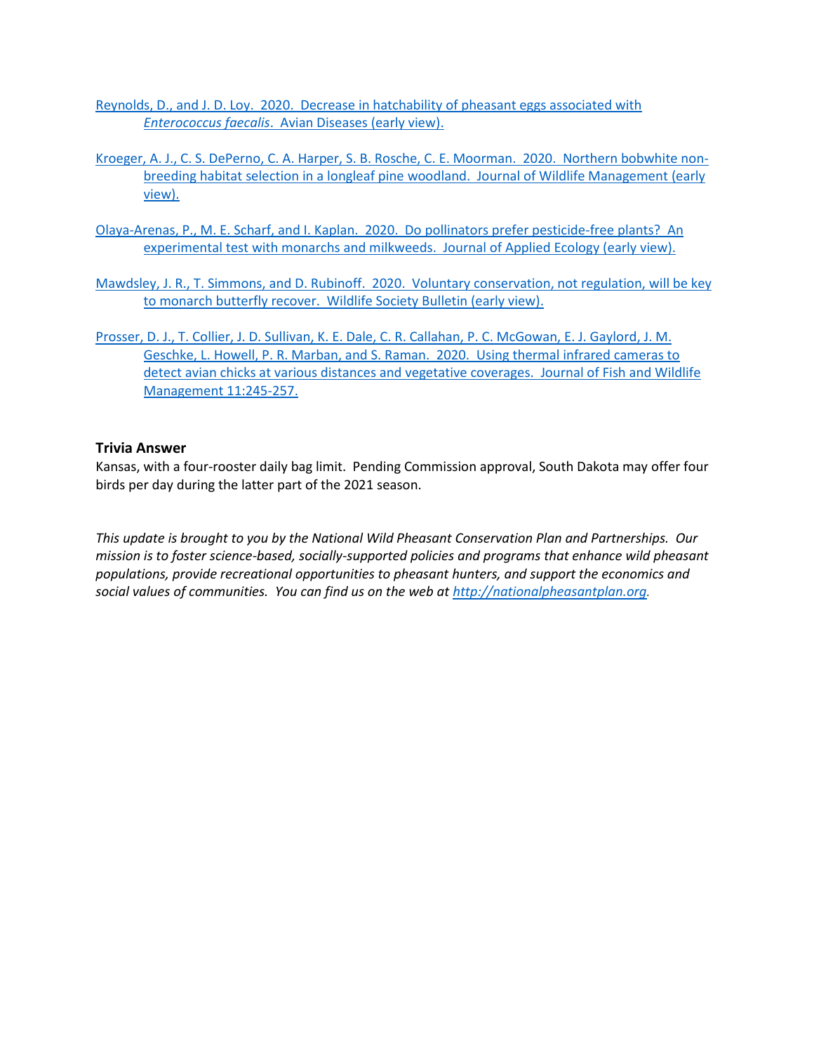Reynolds, D., and J. D. Loy. 2020. Decrease in hatchability of pheasant eggs associated with *Enterococcus faecalis*. Avian Diseases (early view).

Kroeger, A. J., C. S. DePerno, C. A. Harper, S. B. Rosche, C. E. Moorman. 2020. Northern bobwhite non-breeding habitat selection in a longleaf pine woodland. Journal of Wildlife Management (early view).

Olaya-Arenas, P., M. E. Scharf, and I. Kaplan. 2020. Do pollinators prefer pesticide-free plants? An experimental test with monarchs and milkweeds. Journal of Applied Ecology (early view).

Mawdsley, J. R., T. Simmons, and D. Rubinoff. 2020. Voluntary conservation, not regulation, will be key to monarch butterfly recover. Wildlife Society Bulletin (early view).

Prosser, D. J., T. Collier, J. D. Sullivan, K. E. Dale, C. R. Callahan, P. C. McGowan, E. J. Gaylord, J. M. Geschke, L. Howell, P. R. Marban, and S. Raman. 2020. Using thermal infrared cameras to detect avian chicks at various distances and vegetative coverages. Journal of Fish and Wildlife Management 11:245-257.

**Trivia Answer**

Kansas, with a four-rooster daily bag limit. Pending Commission approval, South Dakota may offer four birds per day during the latter part of the 2021 season.

*This update is brought to you by the National Wild Pheasant Conservation Plan and Partnerships. Our mission is to foster science-based, socially-supported policies and programs that enhance wild pheasant populations, provide recreational opportunities to pheasant hunters, and support the economics and social values of communities. You can find us on the web at http://nationalpheasantplan.org.*